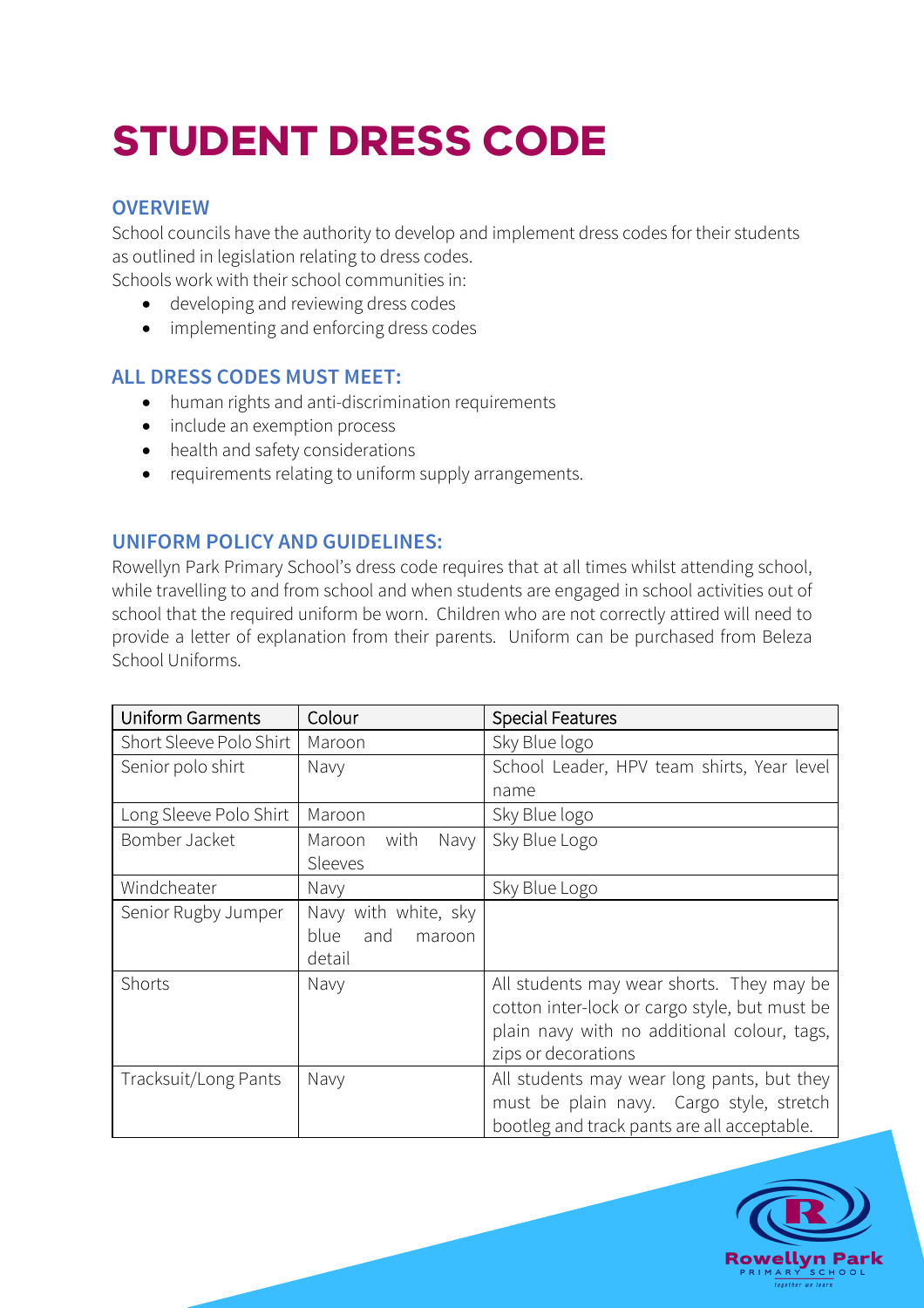# STUDENT DRESS CODE

## OVERVIEW

School councils have the authority to develop and implement dress codes for their students as outlined in legislation relating to dress codes.
Schools work with their school communities in:

- developing and reviewing dress codes
- implementing and enforcing dress codes

## ALL DRESS CODES MUST MEET:

- human rights and anti-discrimination requirements
- include an exemption process
- health and safety considerations
- requirements relating to uniform supply arrangements.

## UNIFORM POLICY AND GUIDELINES:

Rowellyn Park Primary School's dress code requires that at all times whilst attending school, while travelling to and from school and when students are engaged in school activities out of school that the required uniform be worn. Children who are not correctly attired will need to provide a letter of explanation from their parents. Uniform can be purchased from Beleza School Uniforms.

| Uniform Garments | Colour | Special Features |
|---|---|---|
| Short Sleeve Polo Shirt | Maroon | Sky Blue logo |
| Senior polo shirt | Navy | School Leader, HPV team shirts, Year level name |
| Long Sleeve Polo Shirt | Maroon | Sky Blue logo |
| Bomber Jacket | Maroon with Navy Sleeves | Sky Blue Logo |
| Windcheater | Navy | Sky Blue Logo |
| Senior Rugby Jumper | Navy with white, sky blue and maroon detail | |
| Shorts | Navy | All students may wear shorts. They may be cotton inter-lock or cargo style, but must be plain navy with no additional colour, tags, zips or decorations |
| Tracksuit/Long Pants | Navy | All students may wear long pants, but they must be plain navy. Cargo style, stretch bootleg and track pants are all acceptable. |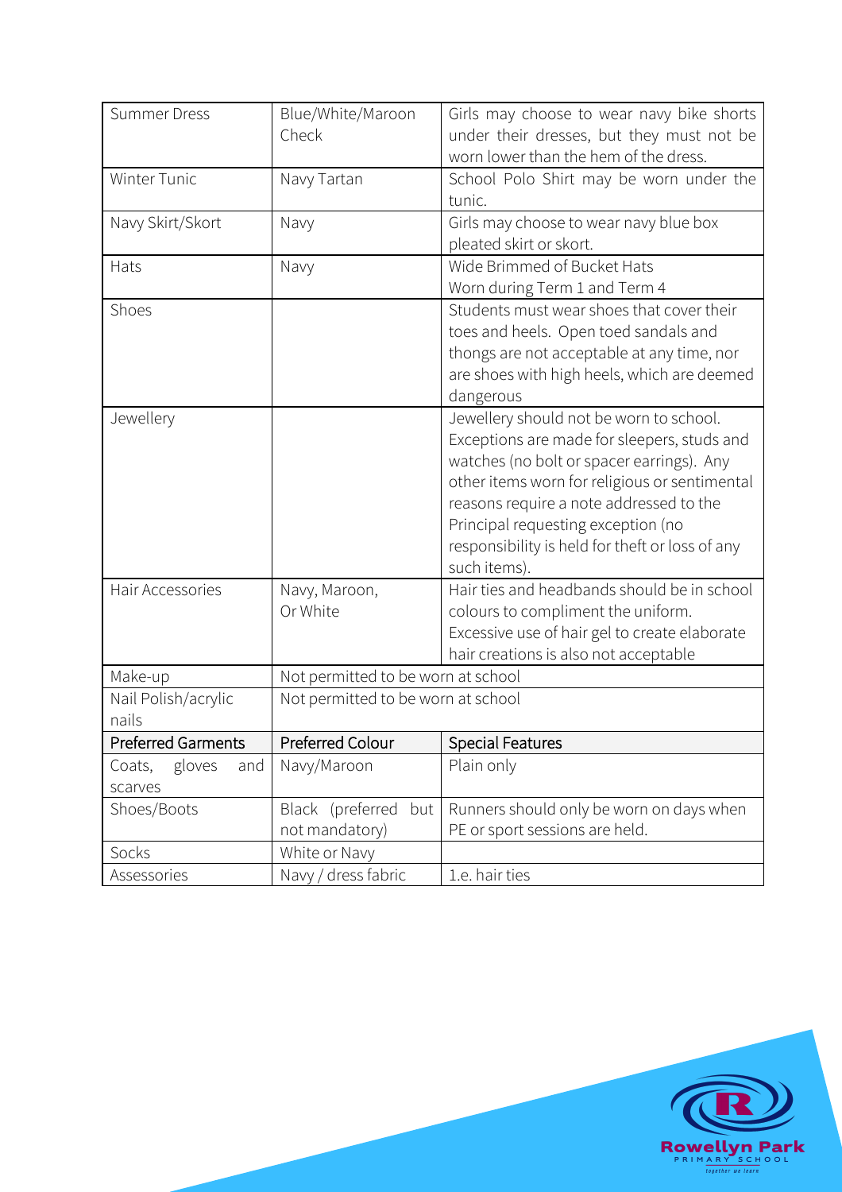| Summer Dress | Blue/White/Maroon Check | Girls may choose to wear navy bike shorts under their dresses, but they must not be worn lower than the hem of the dress. |
|---|---|---|
| Winter Tunic | Navy Tartan | School Polo Shirt may be worn under the tunic. |
| Navy Skirt/Skort | Navy | Girls may choose to wear navy blue box pleated skirt or skort. |
| Hats | Navy | Wide Brimmed of Bucket Hats<br>Worn during Term 1 and Term 4 |
| Shoes | | Students must wear shoes that cover their toes and heels. Open toed sandals and thongs are not acceptable at any time, nor are shoes with high heels, which are deemed dangerous |
| Jewellery | | Jewellery should not be worn to school. Exceptions are made for sleepers, studs and watches (no bolt or spacer earrings). Any other items worn for religious or sentimental reasons require a note addressed to the Principal requesting exception (no responsibility is held for theft or loss of any such items). |
| Hair Accessories | Navy, Maroon, Or White | Hair ties and headbands should be in school colours to compliment the uniform. Excessive use of hair gel to create elaborate hair creations is also not acceptable |
| Make-up | Not permitted to be worn at school | |
| Nail Polish/acrylic nails | Not permitted to be worn at school | |
| **Preferred Garments** | **Preferred Colour** | **Special Features** |
| Coats, gloves and scarves | Navy/Maroon | Plain only |
| Shoes/Boots | Black (preferred but not mandatory) | Runners should only be worn on days when PE or sport sessions are held. |
| Socks | White or Navy | |
| Assessories | Navy / dress fabric | 1.e. hair ties |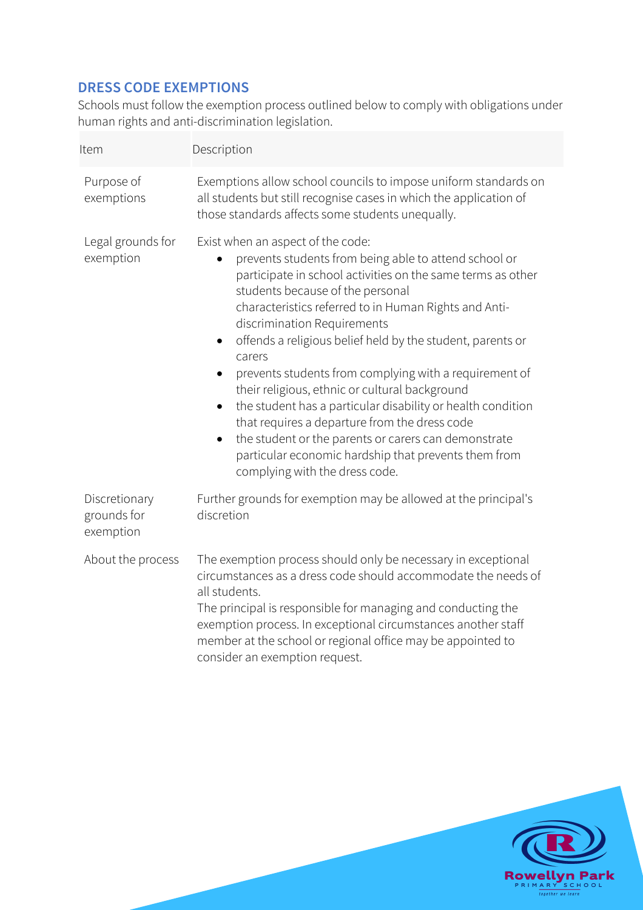## DRESS CODE EXEMPTIONS

Schools must follow the exemption process outlined below to comply with obligations under human rights and anti-discrimination legislation.

| Item | Description |
|---|---|
| Purpose of exemptions | Exemptions allow school councils to impose uniform standards on all students but still recognise cases in which the application of those standards affects some students unequally. |
| Legal grounds for exemption | Exist when an aspect of the code:<br>• prevents students from being able to attend school or participate in school activities on the same terms as other students because of the personal characteristics referred to in Human Rights and Anti-discrimination Requirements<br>• offends a religious belief held by the student, parents or carers<br>• prevents students from complying with a requirement of their religious, ethnic or cultural background<br>• the student has a particular disability or health condition that requires a departure from the dress code<br>• the student or the parents or carers can demonstrate particular economic hardship that prevents them from complying with the dress code. |
| Discretionary grounds for exemption | Further grounds for exemption may be allowed at the principal's discretion |
| About the process | The exemption process should only be necessary in exceptional circumstances as a dress code should accommodate the needs of all students.<br>The principal is responsible for managing and conducting the exemption process. In exceptional circumstances another staff member at the school or regional office may be appointed to consider an exemption request. |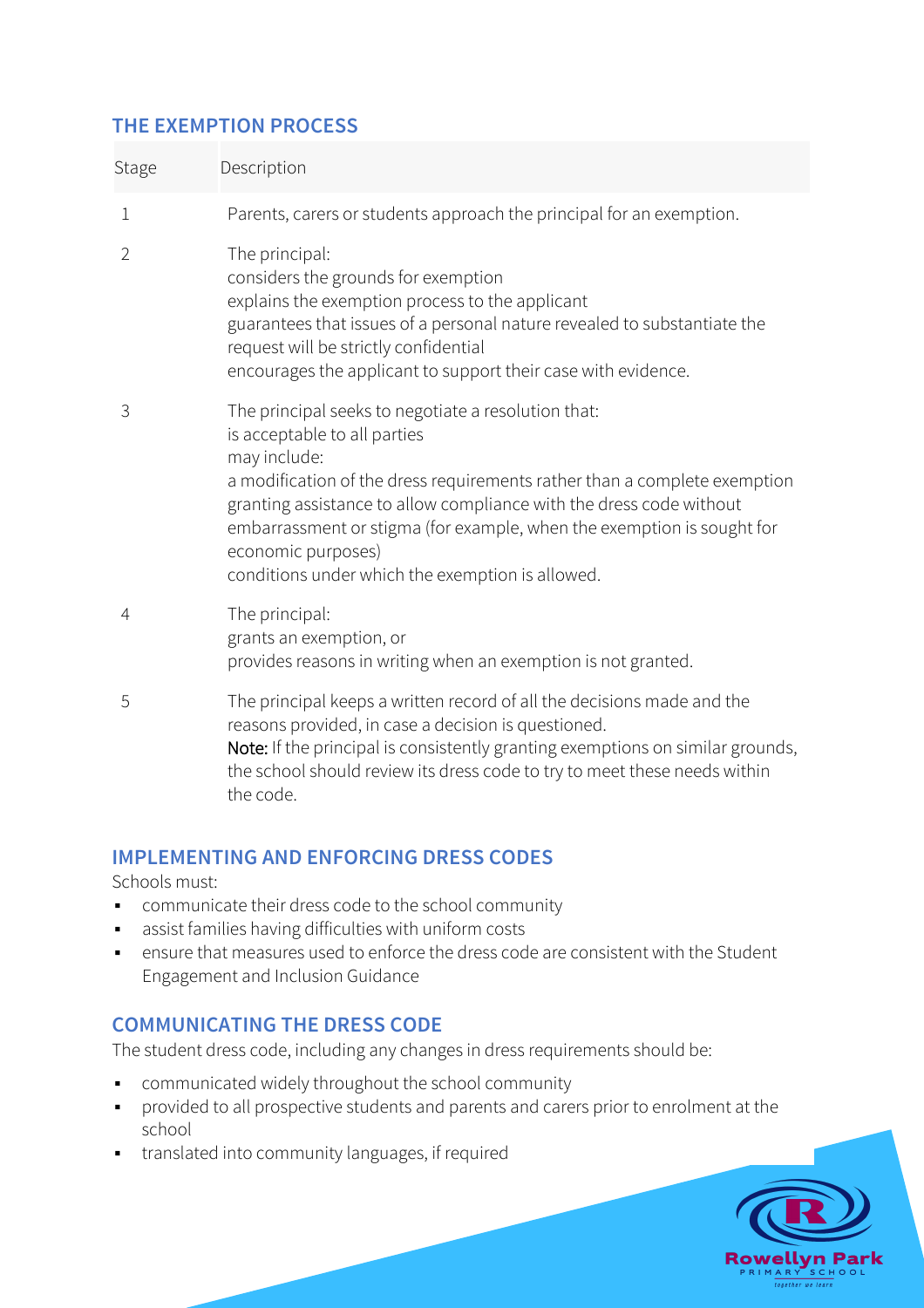## THE EXEMPTION PROCESS

| Stage | Description |
|---|---|
| 1 | Parents, carers or students approach the principal for an exemption. |
| 2 | The principal:<br>considers the grounds for exemption<br>explains the exemption process to the applicant<br>guarantees that issues of a personal nature revealed to substantiate the request will be strictly confidential<br>encourages the applicant to support their case with evidence. |
| 3 | The principal seeks to negotiate a resolution that:<br>is acceptable to all parties<br>may include:<br>a modification of the dress requirements rather than a complete exemption<br>granting assistance to allow compliance with the dress code without embarrassment or stigma (for example, when the exemption is sought for economic purposes)<br>conditions under which the exemption is allowed. |
| 4 | The principal:<br>grants an exemption, or<br>provides reasons in writing when an exemption is not granted. |
| 5 | The principal keeps a written record of all the decisions made and the reasons provided, in case a decision is questioned.<br>**Note:** If the principal is consistently granting exemptions on similar grounds, the school should review its dress code to try to meet these needs within the code. |

## IMPLEMENTING AND ENFORCING DRESS CODES

Schools must:

- communicate their dress code to the school community
- assist families having difficulties with uniform costs
- ensure that measures used to enforce the dress code are consistent with the Student Engagement and Inclusion Guidance

## COMMUNICATING THE DRESS CODE

The student dress code, including any changes in dress requirements should be:

- communicated widely throughout the school community
- provided to all prospective students and parents and carers prior to enrolment at the school
- translated into community languages, if required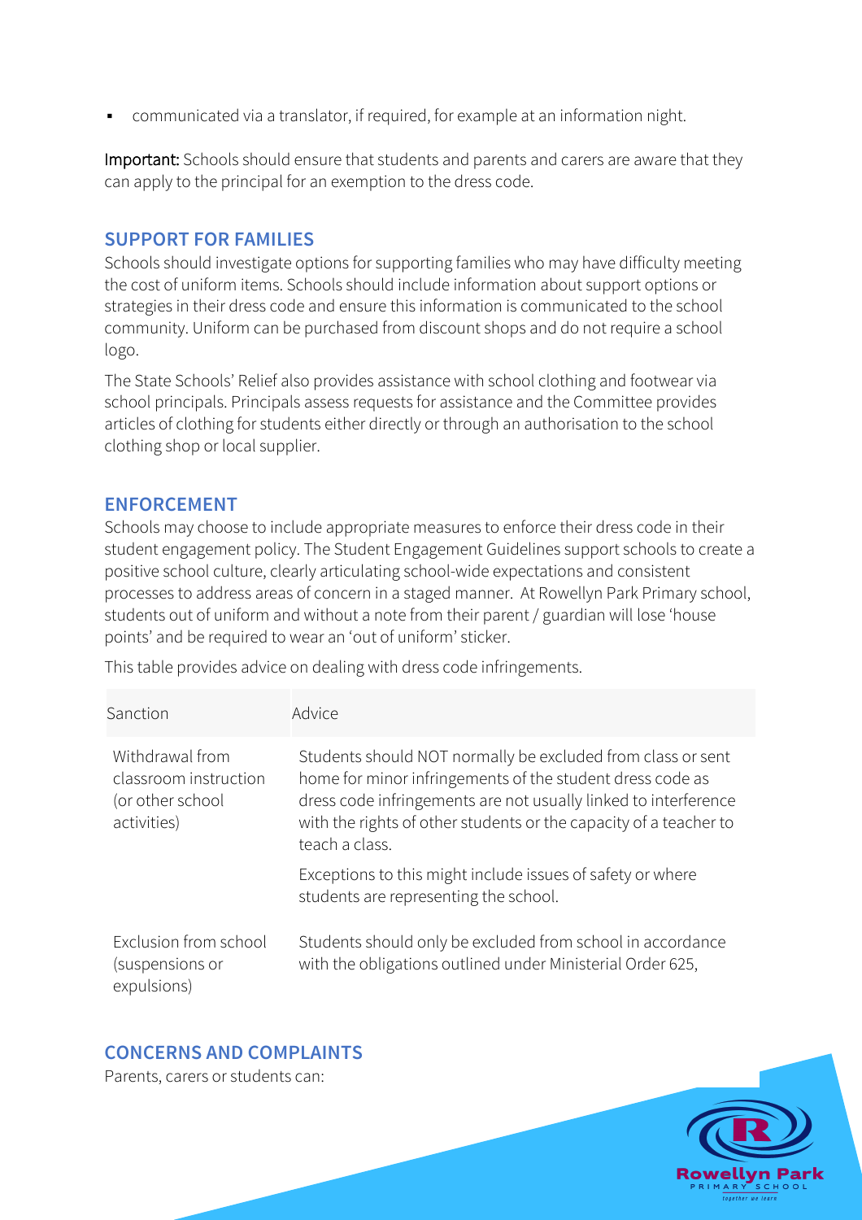- communicated via a translator, if required, for example at an information night.

**Important:** Schools should ensure that students and parents and carers are aware that they can apply to the principal for an exemption to the dress code.

## SUPPORT FOR FAMILIES

Schools should investigate options for supporting families who may have difficulty meeting the cost of uniform items. Schools should include information about support options or strategies in their dress code and ensure this information is communicated to the school community. Uniform can be purchased from discount shops and do not require a school logo.

The State Schools' Relief also provides assistance with school clothing and footwear via school principals. Principals assess requests for assistance and the Committee provides articles of clothing for students either directly or through an authorisation to the school clothing shop or local supplier.

## ENFORCEMENT

Schools may choose to include appropriate measures to enforce their dress code in their student engagement policy. The Student Engagement Guidelines support schools to create a positive school culture, clearly articulating school-wide expectations and consistent processes to address areas of concern in a staged manner. At Rowellyn Park Primary school, students out of uniform and without a note from their parent / guardian will lose 'house points' and be required to wear an 'out of uniform' sticker.

This table provides advice on dealing with dress code infringements.

| Sanction | Advice |
|---|---|
| Withdrawal from classroom instruction (or other school activities) | Students should NOT normally be excluded from class or sent home for minor infringements of the student dress code as dress code infringements are not usually linked to interference with the rights of other students or the capacity of a teacher to teach a class.<br><br>Exceptions to this might include issues of safety or where students are representing the school. |
| Exclusion from school (suspensions or expulsions) | Students should only be excluded from school in accordance with the obligations outlined under Ministerial Order 625, |

## CONCERNS AND COMPLAINTS

Parents, carers or students can: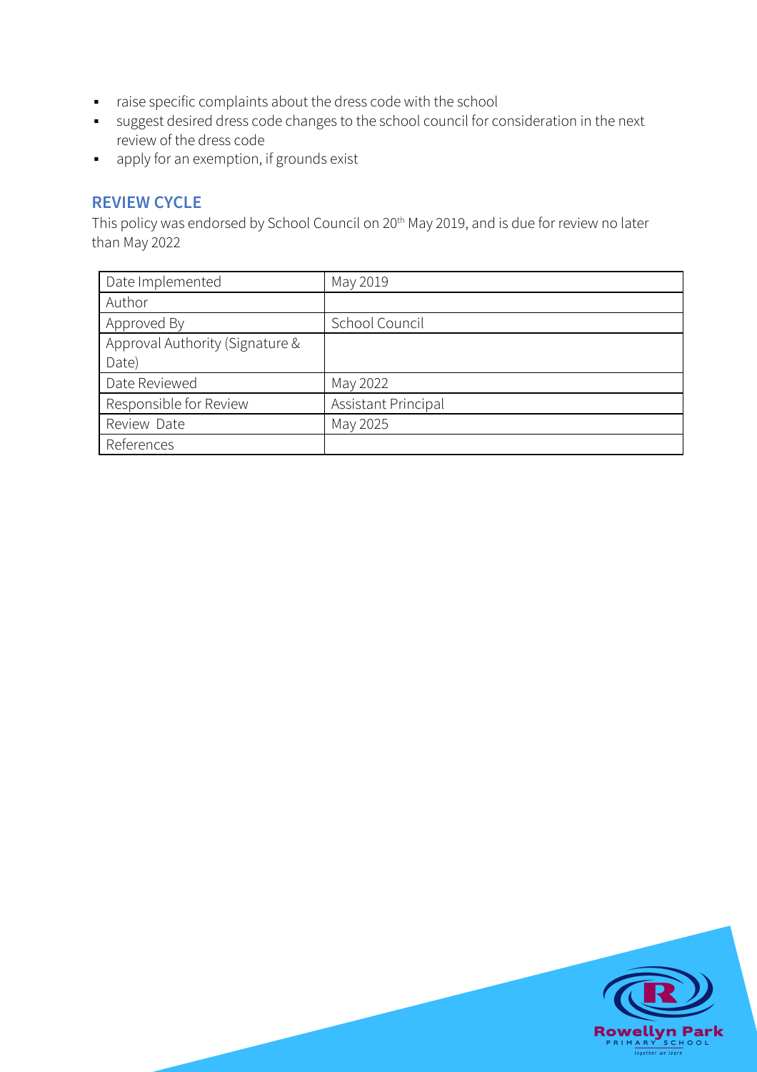- raise specific complaints about the dress code with the school
- suggest desired dress code changes to the school council for consideration in the next review of the dress code
- apply for an exemption, if grounds exist

## REVIEW CYCLE

This policy was endorsed by School Council on 20th May 2019, and is due for review no later than May 2022

| | |
|---|---|
| Date Implemented | May 2019 |
| Author | |
| Approved By | School Council |
| Approval Authority (Signature & Date) | |
| Date Reviewed | May 2022 |
| Responsible for Review | Assistant Principal |
| Review Date | May 2025 |
| References | |